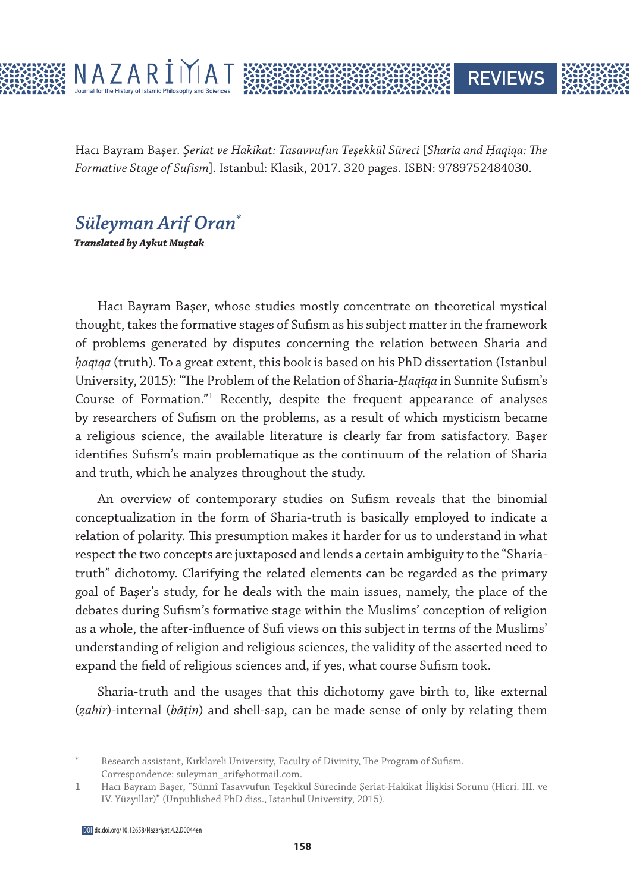Hacı Bayram Başer. *Şeriat ve Hakikat: Tasavvufun Teşekkül Süreci* [*Sharia and Ḥaqīqa: The Formative Stage of Sufism*]. Istanbul: Klasik, 2017. 320 pages. ISBN: 9789752484030.

## *Süleyman Arif Oran*[*]

***Translated by Aykut Muştak***

Hacı Bayram Başer, whose studies mostly concentrate on theoretical mystical thought, takes the formative stages of Sufism as his subject matter in the framework of problems generated by disputes concerning the relation between Sharia and *ḥaqīqa* (truth). To a great extent, this book is based on his PhD dissertation (Istanbul University, 2015): "The Problem of the Relation of Sharia-*Ḥaqīqa* in Sunnite Sufism's Course of Formation."[1] Recently, despite the frequent appearance of analyses by researchers of Sufism on the problems, as a result of which mysticism became a religious science, the available literature is clearly far from satisfactory. Başer identifies Sufism's main problematique as the continuum of the relation of Sharia and truth, which he analyzes throughout the study.

An overview of contemporary studies on Sufism reveals that the binomial conceptualization in the form of Sharia-truth is basically employed to indicate a relation of polarity. This presumption makes it harder for us to understand in what respect the two concepts are juxtaposed and lends a certain ambiguity to the "Sharia-truth" dichotomy. Clarifying the related elements can be regarded as the primary goal of Başer's study, for he deals with the main issues, namely, the place of the debates during Sufism's formative stage within the Muslims' conception of religion as a whole, the after-influence of Sufi views on this subject in terms of the Muslims' understanding of religion and religious sciences, the validity of the asserted need to expand the field of religious sciences and, if yes, what course Sufism took.

Sharia-truth and the usages that this dichotomy gave birth to, like external (*ẓahir*)-internal (*bāṭin*) and shell-sap, can be made sense of only by relating them

---

[*] Research assistant, Kırklareli University, Faculty of Divinity, The Program of Sufism. Correspondence: suleyman_arif@hotmail.com.

[1] Hacı Bayram Başer, "Sünnî Tasavvufun Teşekkül Sürecinde Şeriat-Hakikat İlişkisi Sorunu (Hicri. III. ve IV. Yüzyıllar)" (Unpublished PhD diss., Istanbul University, 2015).

DOI dx.doi.org/10.12658/Nazariyat.4.2.D0044en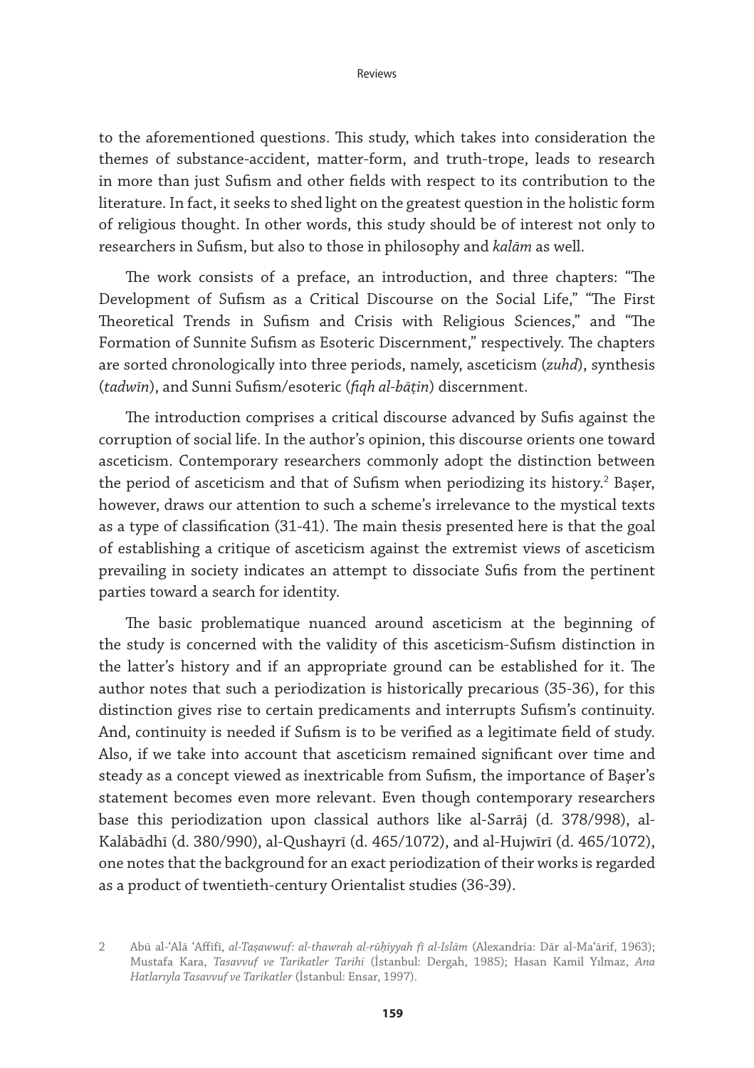to the aforementioned questions. This study, which takes into consideration the themes of substance-accident, matter-form, and truth-trope, leads to research in more than just Sufism and other fields with respect to its contribution to the literature. In fact, it seeks to shed light on the greatest question in the holistic form of religious thought. In other words, this study should be of interest not only to researchers in Sufism, but also to those in philosophy and *kalām* as well.

The work consists of a preface, an introduction, and three chapters: "The Development of Sufism as a Critical Discourse on the Social Life," "The First Theoretical Trends in Sufism and Crisis with Religious Sciences," and "The Formation of Sunnite Sufism as Esoteric Discernment," respectively. The chapters are sorted chronologically into three periods, namely, asceticism (*zuhd*), synthesis (*tadwīn*), and Sunni Sufism/esoteric (*fiqh al-bāṭin*) discernment.

The introduction comprises a critical discourse advanced by Sufis against the corruption of social life. In the author's opinion, this discourse orients one toward asceticism. Contemporary researchers commonly adopt the distinction between the period of asceticism and that of Sufism when periodizing its history.[2] Başer, however, draws our attention to such a scheme's irrelevance to the mystical texts as a type of classification (31-41). The main thesis presented here is that the goal of establishing a critique of asceticism against the extremist views of asceticism prevailing in society indicates an attempt to dissociate Sufis from the pertinent parties toward a search for identity.

The basic problematique nuanced around asceticism at the beginning of the study is concerned with the validity of this asceticism-Sufism distinction in the latter's history and if an appropriate ground can be established for it. The author notes that such a periodization is historically precarious (35-36), for this distinction gives rise to certain predicaments and interrupts Sufism's continuity. And, continuity is needed if Sufism is to be verified as a legitimate field of study. Also, if we take into account that asceticism remained significant over time and steady as a concept viewed as inextricable from Sufism, the importance of Başer's statement becomes even more relevant. Even though contemporary researchers base this periodization upon classical authors like al-Sarrāj (d. 378/998), al-Kalābādhī (d. 380/990), al-Qushayrī (d. 465/1072), and al-Hujwīrī (d. 465/1072), one notes that the background for an exact periodization of their works is regarded as a product of twentieth-century Orientalist studies (36-39).

2 Abū al-ʿAlā ʿAffīfī, *al-Taṣawwuf: al-thawrah al-rūḥiyyah fī al-Islām* (Alexandria: Dār al-Maʿārif, 1963); Mustafa Kara, *Tasavvuf ve Tarikatler Tarihi* (İstanbul: Dergah, 1985); Hasan Kamil Yılmaz, *Ana Hatlarıyla Tasavvuf ve Tarikatler* (İstanbul: Ensar, 1997).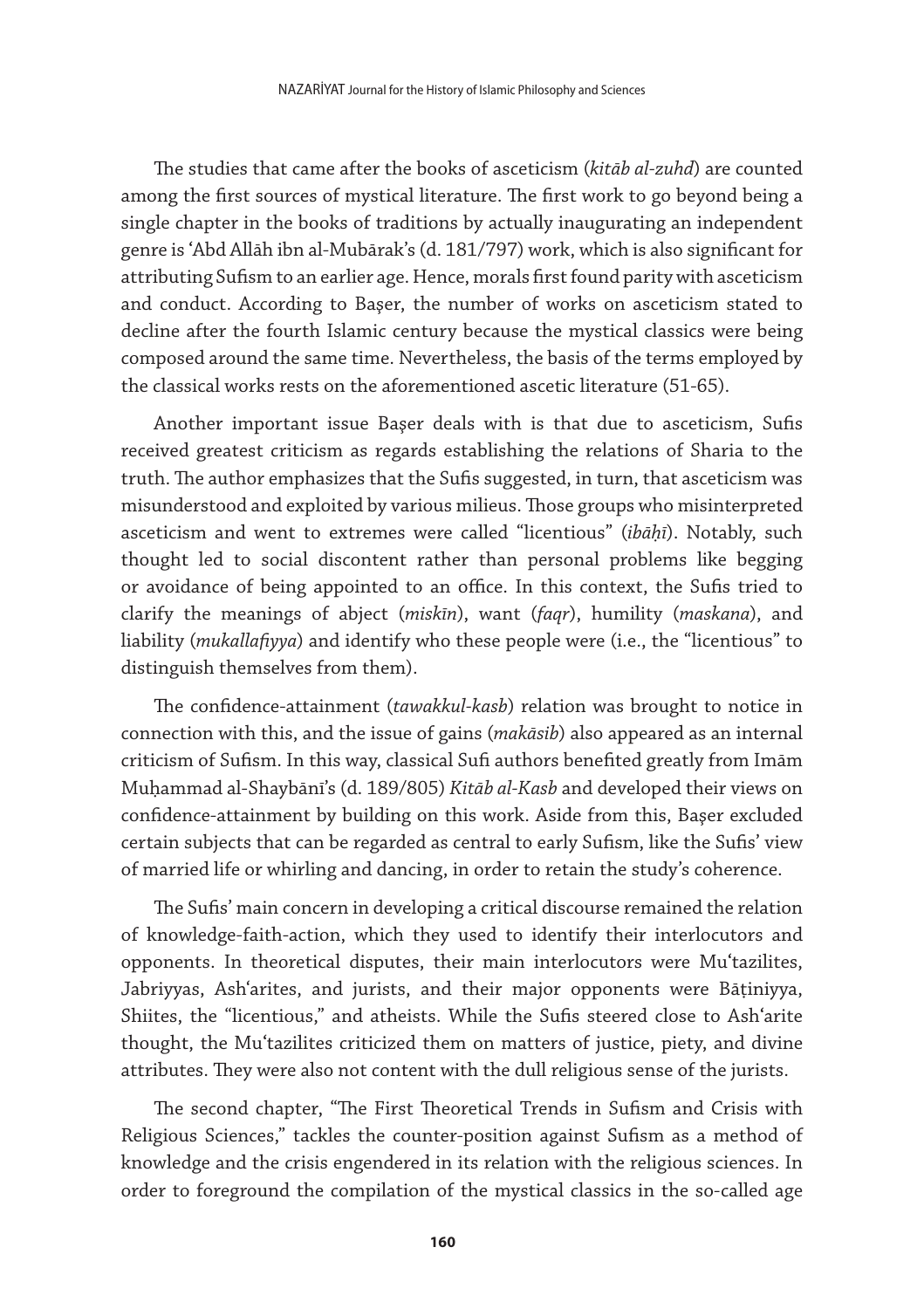The studies that came after the books of asceticism (*kitāb al-zuhd*) are counted among the first sources of mystical literature. The first work to go beyond being a single chapter in the books of traditions by actually inaugurating an independent genre is ʿAbd Allāh ibn al-Mubārak's (d. 181/797) work, which is also significant for attributing Sufism to an earlier age. Hence, morals first found parity with asceticism and conduct. According to Başer, the number of works on asceticism stated to decline after the fourth Islamic century because the mystical classics were being composed around the same time. Nevertheless, the basis of the terms employed by the classical works rests on the aforementioned ascetic literature (51-65).

Another important issue Başer deals with is that due to asceticism, Sufis received greatest criticism as regards establishing the relations of Sharia to the truth. The author emphasizes that the Sufis suggested, in turn, that asceticism was misunderstood and exploited by various milieus. Those groups who misinterpreted asceticism and went to extremes were called "licentious" (*ibāḥī*). Notably, such thought led to social discontent rather than personal problems like begging or avoidance of being appointed to an office. In this context, the Sufis tried to clarify the meanings of abject (*miskīn*), want (*faqr*), humility (*maskana*), and liability (*mukallafiyya*) and identify who these people were (i.e., the "licentious" to distinguish themselves from them).

The confidence-attainment (*tawakkul-kasb*) relation was brought to notice in connection with this, and the issue of gains (*makāsib*) also appeared as an internal criticism of Sufism. In this way, classical Sufi authors benefited greatly from Imām Muḥammad al-Shaybānī's (d. 189/805) *Kitāb al-Kasb* and developed their views on confidence-attainment by building on this work. Aside from this, Başer excluded certain subjects that can be regarded as central to early Sufism, like the Sufis' view of married life or whirling and dancing, in order to retain the study's coherence.

The Sufis' main concern in developing a critical discourse remained the relation of knowledge-faith-action, which they used to identify their interlocutors and opponents. In theoretical disputes, their main interlocutors were Muʿtazilites, Jabriyyas, Ashʿarites, and jurists, and their major opponents were Bāṭiniyya, Shiites, the "licentious," and atheists. While the Sufis steered close to Ashʿarite thought, the Muʿtazilites criticized them on matters of justice, piety, and divine attributes. They were also not content with the dull religious sense of the jurists.

The second chapter, "The First Theoretical Trends in Sufism and Crisis with Religious Sciences," tackles the counter-position against Sufism as a method of knowledge and the crisis engendered in its relation with the religious sciences. In order to foreground the compilation of the mystical classics in the so-called age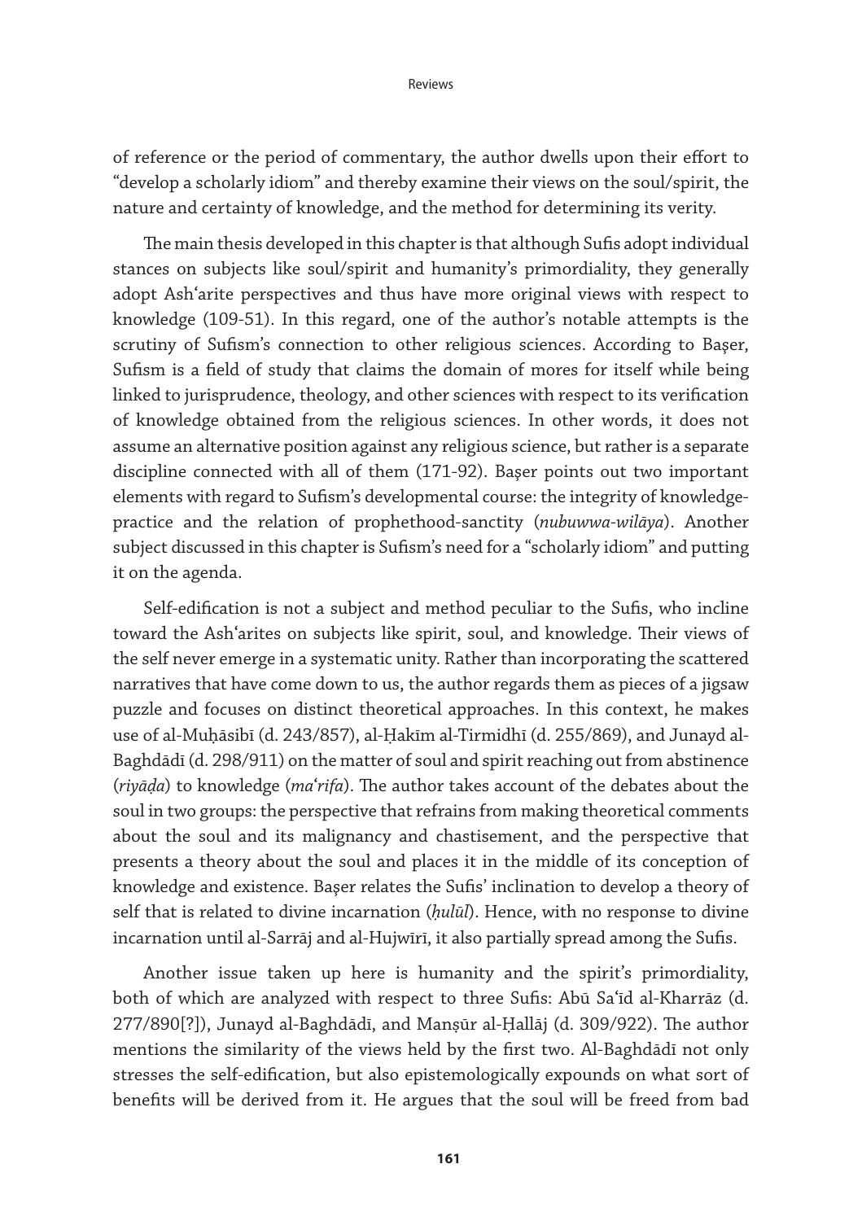of reference or the period of commentary, the author dwells upon their effort to "develop a scholarly idiom" and thereby examine their views on the soul/spirit, the nature and certainty of knowledge, and the method for determining its verity.

The main thesis developed in this chapter is that although Sufis adopt individual stances on subjects like soul/spirit and humanity's primordiality, they generally adopt Ashʿarite perspectives and thus have more original views with respect to knowledge (109-51). In this regard, one of the author's notable attempts is the scrutiny of Sufism's connection to other religious sciences. According to Başer, Sufism is a field of study that claims the domain of mores for itself while being linked to jurisprudence, theology, and other sciences with respect to its verification of knowledge obtained from the religious sciences. In other words, it does not assume an alternative position against any religious science, but rather is a separate discipline connected with all of them (171-92). Başer points out two important elements with regard to Sufism's developmental course: the integrity of knowledge-practice and the relation of prophethood-sanctity (*nubuwwa-wilāya*). Another subject discussed in this chapter is Sufism's need for a "scholarly idiom" and putting it on the agenda.

Self-edification is not a subject and method peculiar to the Sufis, who incline toward the Ashʿarites on subjects like spirit, soul, and knowledge. Their views of the self never emerge in a systematic unity. Rather than incorporating the scattered narratives that have come down to us, the author regards them as pieces of a jigsaw puzzle and focuses on distinct theoretical approaches. In this context, he makes use of al-Muḥāsibī (d. 243/857), al-Ḥakīm al-Tirmidhī (d. 255/869), and Junayd al-Baghdādī (d. 298/911) on the matter of soul and spirit reaching out from abstinence (*riyāḍa*) to knowledge (*maʿrifa*). The author takes account of the debates about the soul in two groups: the perspective that refrains from making theoretical comments about the soul and its malignancy and chastisement, and the perspective that presents a theory about the soul and places it in the middle of its conception of knowledge and existence. Başer relates the Sufis' inclination to develop a theory of self that is related to divine incarnation (*ḥulūl*). Hence, with no response to divine incarnation until al-Sarrāj and al-Hujwīrī, it also partially spread among the Sufis.

Another issue taken up here is humanity and the spirit's primordiality, both of which are analyzed with respect to three Sufis: Abū Saʿīd al-Kharrāz (d. 277/890[?]), Junayd al-Baghdādī, and Manṣūr al-Ḥallāj (d. 309/922). The author mentions the similarity of the views held by the first two. Al-Baghdādī not only stresses the self-edification, but also epistemologically expounds on what sort of benefits will be derived from it. He argues that the soul will be freed from bad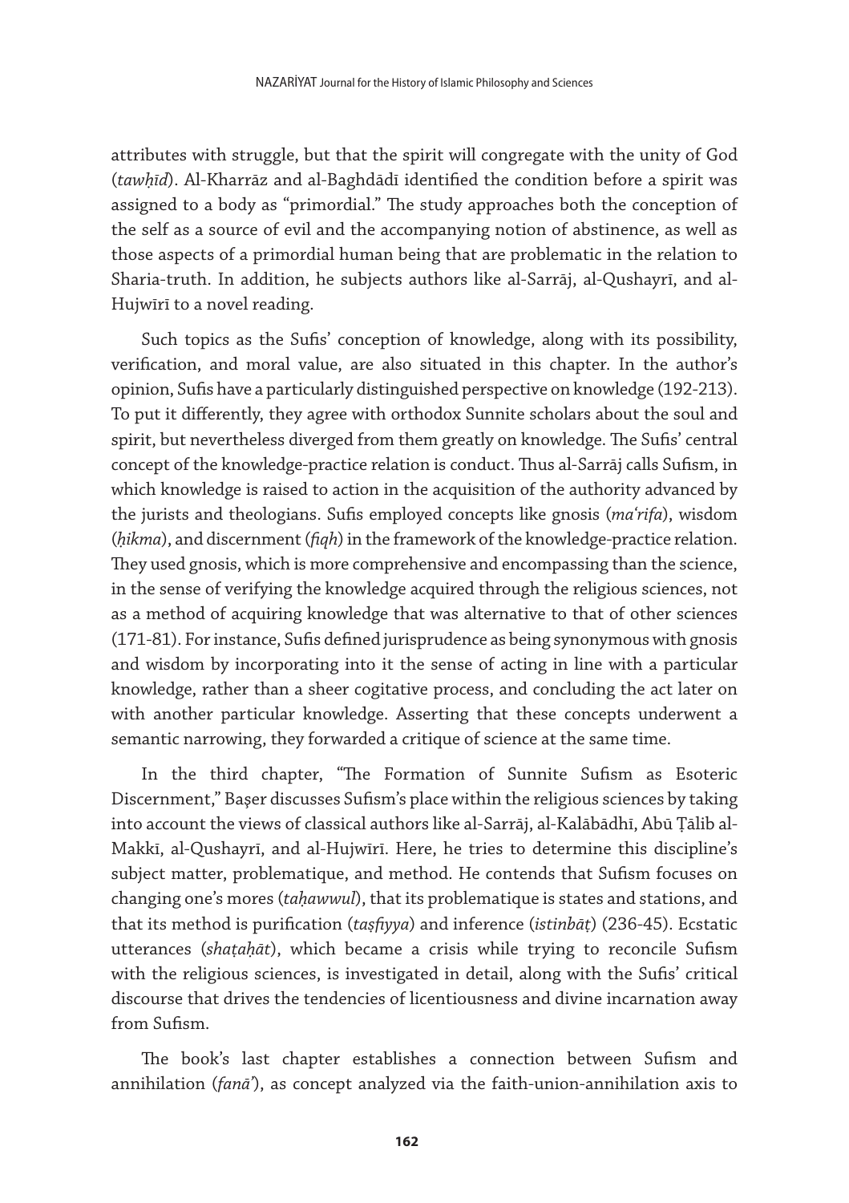attributes with struggle, but that the spirit will congregate with the unity of God (*tawḥīd*). Al-Kharrāz and al-Baghdādī identified the condition before a spirit was assigned to a body as "primordial." The study approaches both the conception of the self as a source of evil and the accompanying notion of abstinence, as well as those aspects of a primordial human being that are problematic in the relation to Sharia-truth. In addition, he subjects authors like al-Sarrāj, al-Qushayrī, and al-Hujwīrī to a novel reading.

Such topics as the Sufis' conception of knowledge, along with its possibility, verification, and moral value, are also situated in this chapter. In the author's opinion, Sufis have a particularly distinguished perspective on knowledge (192-213). To put it differently, they agree with orthodox Sunnite scholars about the soul and spirit, but nevertheless diverged from them greatly on knowledge. The Sufis' central concept of the knowledge-practice relation is conduct. Thus al-Sarrāj calls Sufism, in which knowledge is raised to action in the acquisition of the authority advanced by the jurists and theologians. Sufis employed concepts like gnosis (*ma'rifa*), wisdom (*ḥikma*), and discernment (*fiqh*) in the framework of the knowledge-practice relation. They used gnosis, which is more comprehensive and encompassing than the science, in the sense of verifying the knowledge acquired through the religious sciences, not as a method of acquiring knowledge that was alternative to that of other sciences (171-81). For instance, Sufis defined jurisprudence as being synonymous with gnosis and wisdom by incorporating into it the sense of acting in line with a particular knowledge, rather than a sheer cogitative process, and concluding the act later on with another particular knowledge. Asserting that these concepts underwent a semantic narrowing, they forwarded a critique of science at the same time.

In the third chapter, "The Formation of Sunnite Sufism as Esoteric Discernment," Başer discusses Sufism's place within the religious sciences by taking into account the views of classical authors like al-Sarrāj, al-Kalābādhī, Abū Ṭālib al-Makkī, al-Qushayrī, and al-Hujwīrī. Here, he tries to determine this discipline's subject matter, problematique, and method. He contends that Sufism focuses on changing one's mores (*taḥawwul*), that its problematique is states and stations, and that its method is purification (*taṣfiyya*) and inference (*istinbāṭ*) (236-45). Ecstatic utterances (*shaṭaḥāt*), which became a crisis while trying to reconcile Sufism with the religious sciences, is investigated in detail, along with the Sufis' critical discourse that drives the tendencies of licentiousness and divine incarnation away from Sufism.

The book's last chapter establishes a connection between Sufism and annihilation (*fanā'*), as concept analyzed via the faith-union-annihilation axis to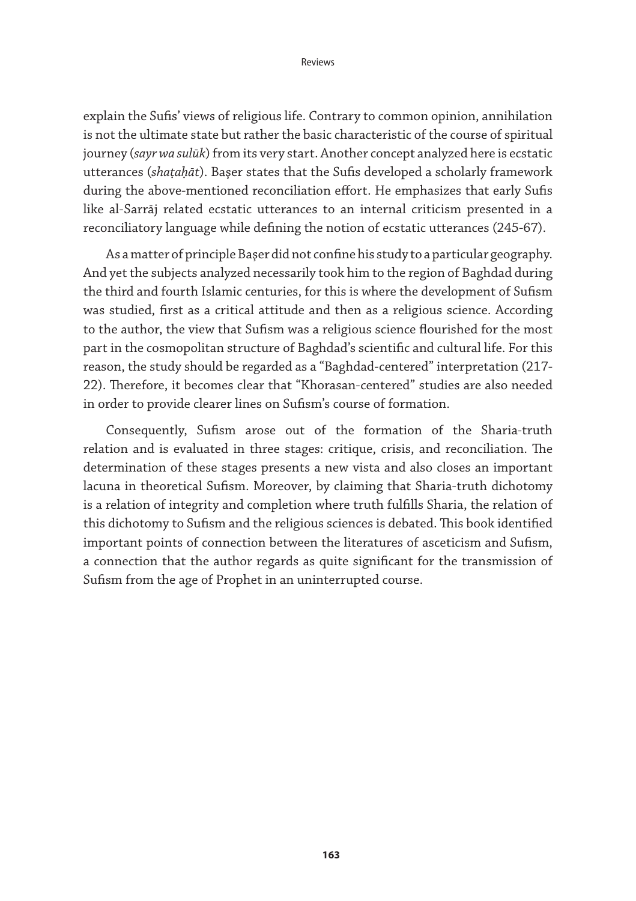explain the Sufis' views of religious life. Contrary to common opinion, annihilation is not the ultimate state but rather the basic characteristic of the course of spiritual journey (*sayr wa sulūk*) from its very start. Another concept analyzed here is ecstatic utterances (*shaṭaḥāt*). Başer states that the Sufis developed a scholarly framework during the above-mentioned reconciliation effort. He emphasizes that early Sufis like al-Sarrāj related ecstatic utterances to an internal criticism presented in a reconciliatory language while defining the notion of ecstatic utterances (245-67).

As a matter of principle Başer did not confine his study to a particular geography. And yet the subjects analyzed necessarily took him to the region of Baghdad during the third and fourth Islamic centuries, for this is where the development of Sufism was studied, first as a critical attitude and then as a religious science. According to the author, the view that Sufism was a religious science flourished for the most part in the cosmopolitan structure of Baghdad's scientific and cultural life. For this reason, the study should be regarded as a "Baghdad-centered" interpretation (217-22). Therefore, it becomes clear that "Khorasan-centered" studies are also needed in order to provide clearer lines on Sufism's course of formation.

Consequently, Sufism arose out of the formation of the Sharia-truth relation and is evaluated in three stages: critique, crisis, and reconciliation. The determination of these stages presents a new vista and also closes an important lacuna in theoretical Sufism. Moreover, by claiming that Sharia-truth dichotomy is a relation of integrity and completion where truth fulfills Sharia, the relation of this dichotomy to Sufism and the religious sciences is debated. This book identified important points of connection between the literatures of asceticism and Sufism, a connection that the author regards as quite significant for the transmission of Sufism from the age of Prophet in an uninterrupted course.